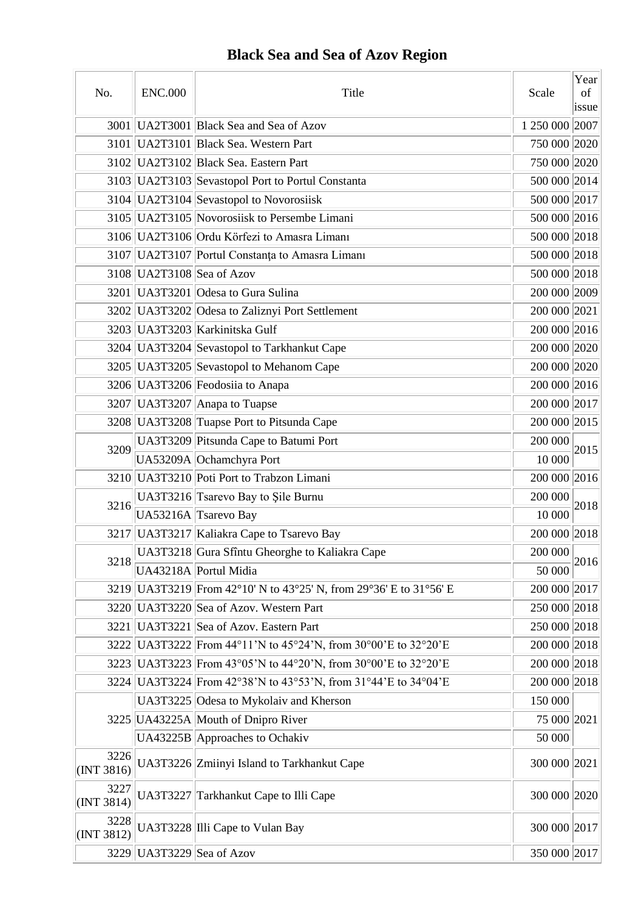# Black Sea and Sea of Azov Region

| No. | ENC.000 | Title | Scale | Year of issue |
|---|---|---|---|---|
| 3001 | UA2T3001 | Black Sea and Sea of Azov | 1 250 000 | 2007 |
| 3101 | UA2T3101 | Black Sea. Western Part | 750 000 | 2020 |
| 3102 | UA2T3102 | Black Sea. Eastern Part | 750 000 | 2020 |
| 3103 | UA2T3103 | Sevastopol Port to Portul Constanta | 500 000 | 2014 |
| 3104 | UA2T3104 | Sevastopol to Novorosiisk | 500 000 | 2017 |
| 3105 | UA2T3105 | Novorosiisk to Persembe Limani | 500 000 | 2016 |
| 3106 | UA2T3106 | Ordu Körfezi to Amasra Limanı | 500 000 | 2018 |
| 3107 | UA2T3107 | Portul Constanţa to Amasra Limanı | 500 000 | 2018 |
| 3108 | UA2T3108 | Sea of Azov | 500 000 | 2018 |
| 3201 | UA3T3201 | Odesa to Gura Sulina | 200 000 | 2009 |
| 3202 | UA3T3202 | Odesa to Zaliznyi Port Settlement | 200 000 | 2021 |
| 3203 | UA3T3203 | Karkinitska Gulf | 200 000 | 2016 |
| 3204 | UA3T3204 | Sevastopol to Tarkhankut Cape | 200 000 | 2020 |
| 3205 | UA3T3205 | Sevastopol to Mehanom Cape | 200 000 | 2020 |
| 3206 | UA3T3206 | Feodosiia to Anapa | 200 000 | 2016 |
| 3207 | UA3T3207 | Anapa to Tuapse | 200 000 | 2017 |
| 3208 | UA3T3208 | Tuapse Port to Pitsunda Cape | 200 000 | 2015 |
| 3209 | UA3T3209 | Pitsunda Cape to Batumi Port | 200 000 | 2015 |
| | UA53209A | Ochamchyra Port | 10 000 | |
| 3210 | UA3T3210 | Poti Port to Trabzon Limani | 200 000 | 2016 |
| 3216 | UA3T3216 | Tsarevo Bay to Şile Burnu | 200 000 | 2018 |
| | UA53216A | Tsarevo Bay | 10 000 | |
| 3217 | UA3T3217 | Kaliakra Cape to Tsarevo Bay | 200 000 | 2018 |
| 3218 | UA3T3218 | Gura Sfîntu Gheorghe to Kaliakra Cape | 200 000 | 2016 |
| | UA43218A | Portul Midia | 50 000 | |
| 3219 | UA3T3219 | From 42°10' N to 43°25' N, from 29°36' E to 31°56' E | 200 000 | 2017 |
| 3220 | UA3T3220 | Sea of Azov. Western Part | 250 000 | 2018 |
| 3221 | UA3T3221 | Sea of Azov. Eastern Part | 250 000 | 2018 |
| 3222 | UA3T3222 | From 44°11'N to 45°24'N, from 30°00'E to 32°20'E | 200 000 | 2018 |
| 3223 | UA3T3223 | From 43°05'N to 44°20'N, from 30°00'E to 32°20'E | 200 000 | 2018 |
| 3224 | UA3T3224 | From 42°38'N to 43°53'N, from 31°44'E to 34°04'E | 200 000 | 2018 |
| 3225 | UA3T3225 | Odesa to Mykolaiv and Kherson | 150 000 | 2021 |
| | UA43225A | Mouth of Dnipro River | 75 000 | |
| | UA43225B | Approaches to Ochakiv | 50 000 | |
| 3226 (INT 3816) | UA3T3226 | Zmiinyi Island to Tarkhankut Cape | 300 000 | 2021 |
| 3227 (INT 3814) | UA3T3227 | Tarkhankut Cape to Illi Cape | 300 000 | 2020 |
| 3228 (INT 3812) | UA3T3228 | Illi Cape to Vulan Bay | 300 000 | 2017 |
| 3229 | UA3T3229 | Sea of Azov | 350 000 | 2017 |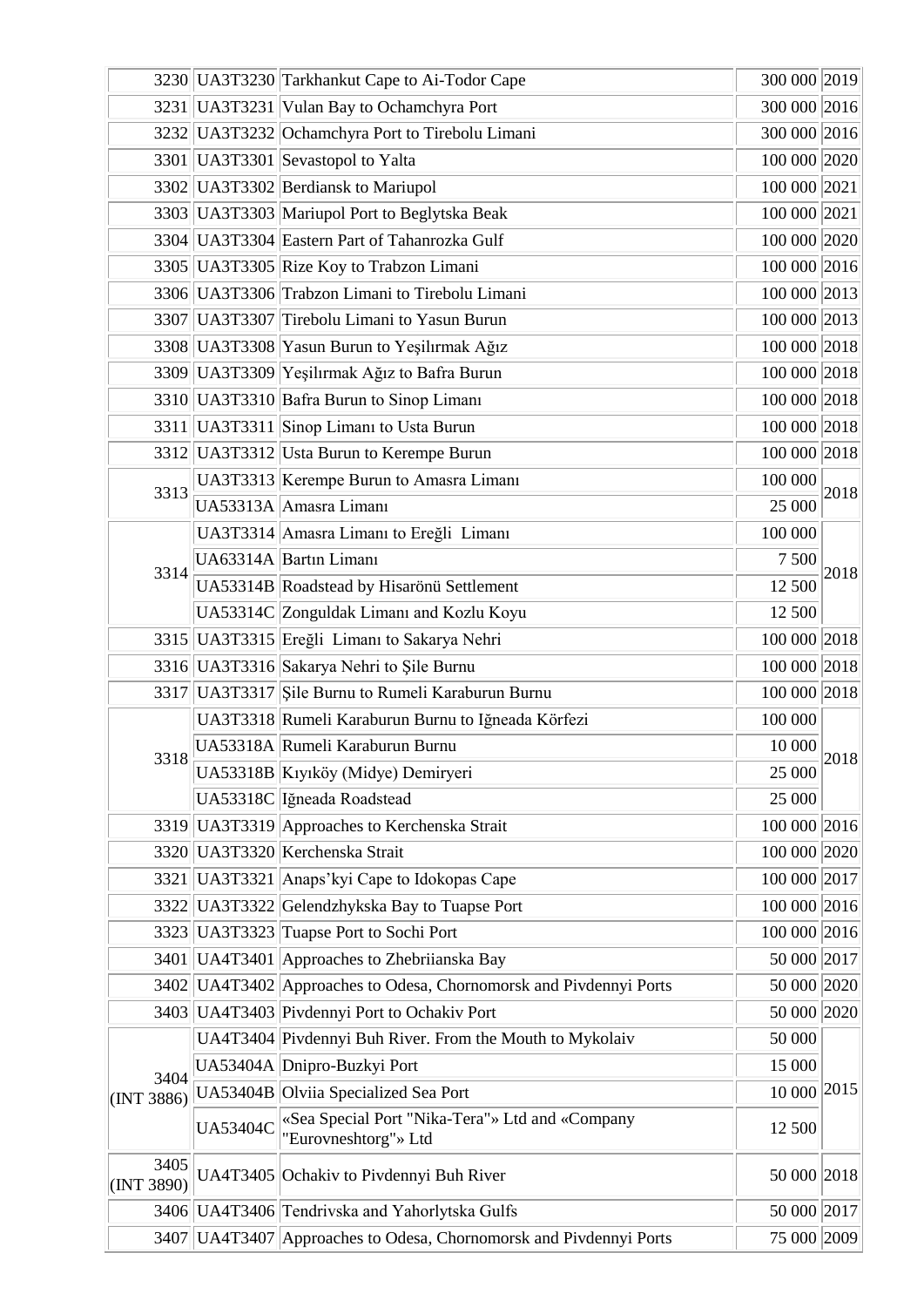| | | | | |
|---|---|---|---|---|
| 3230 | UA3T3230 | Tarkhankut Cape to Ai-Todor Cape | 300 000 | 2019 |
| 3231 | UA3T3231 | Vulan Bay to Ochamchyra Port | 300 000 | 2016 |
| 3232 | UA3T3232 | Ochamchyra Port to Tirebolu Limani | 300 000 | 2016 |
| 3301 | UA3T3301 | Sevastopol to Yalta | 100 000 | 2020 |
| 3302 | UA3T3302 | Berdiansk to Mariupol | 100 000 | 2021 |
| 3303 | UA3T3303 | Mariupol Port to Beglytska Beak | 100 000 | 2021 |
| 3304 | UA3T3304 | Eastern Part of Tahanrozka Gulf | 100 000 | 2020 |
| 3305 | UA3T3305 | Rize Koy to Trabzon Limani | 100 000 | 2016 |
| 3306 | UA3T3306 | Trabzon Limani to Tirebolu Limani | 100 000 | 2013 |
| 3307 | UA3T3307 | Tirebolu Limani to Yasun Burun | 100 000 | 2013 |
| 3308 | UA3T3308 | Yasun Burun to Yeşilırmak Ağız | 100 000 | 2018 |
| 3309 | UA3T3309 | Yeşilırmak Ağız to Bafra Burun | 100 000 | 2018 |
| 3310 | UA3T3310 | Bafra Burun to Sinop Limanı | 100 000 | 2018 |
| 3311 | UA3T3311 | Sinop Limanı to Usta Burun | 100 000 | 2018 |
| 3312 | UA3T3312 | Usta Burun to Kerempe Burun | 100 000 | 2018 |
| 3313 | UA3T3313 | Kerempe Burun to Amasra Limanı | 100 000 | 2018 |
| | UA53313A | Amasra Limanı | 25 000 | |
| 3314 | UA3T3314 | Amasra Limanı to Ereğli Limanı | 100 000 | 2018 |
| | UA63314A | Bartın Limanı | 7 500 | |
| | UA53314B | Roadstead by Hisarönü Settlement | 12 500 | |
| | UA53314C | Zonguldak Limanı and Kozlu Koyu | 12 500 | |
| 3315 | UA3T3315 | Ereğli Limanı to Sakarya Nehri | 100 000 | 2018 |
| 3316 | UA3T3316 | Sakarya Nehri to Şile Burnu | 100 000 | 2018 |
| 3317 | UA3T3317 | Şile Burnu to Rumeli Karaburun Burnu | 100 000 | 2018 |
| 3318 | UA3T3318 | Rumeli Karaburun Burnu to Iğneada Körfezi | 100 000 | 2018 |
| | UA53318A | Rumeli Karaburun Burnu | 10 000 | |
| | UA53318B | Kıyıköy (Midye) Demiryeri | 25 000 | |
| | UA53318C | Iğneada Roadstead | 25 000 | |
| 3319 | UA3T3319 | Approaches to Kerchenska Strait | 100 000 | 2016 |
| 3320 | UA3T3320 | Kerchenska Strait | 100 000 | 2020 |
| 3321 | UA3T3321 | Anaps'kyi Cape to Idokopas Cape | 100 000 | 2017 |
| 3322 | UA3T3322 | Gelendzhykska Bay to Tuapse Port | 100 000 | 2016 |
| 3323 | UA3T3323 | Tuapse Port to Sochi Port | 100 000 | 2016 |
| 3401 | UA4T3401 | Approaches to Zhebriianska Bay | 50 000 | 2017 |
| 3402 | UA4T3402 | Approaches to Odesa, Chornomorsk and Pivdennyi Ports | 50 000 | 2020 |
| 3403 | UA4T3403 | Pivdennyi Port to Ochakiv Port | 50 000 | 2020 |
| 3404 (INT 3886) | UA4T3404 | Pivdennyi Buh River. From the Mouth to Mykolaiv | 50 000 | 2015 |
| | UA53404A | Dnipro-Buzkyi Port | 15 000 | |
| | UA53404B | Olviia Specialized Sea Port | 10 000 | |
| | UA53404C | «Sea Special Port "Nika-Tera"» Ltd and «Company "Eurovneshtorg"» Ltd | 12 500 | |
| 3405 (INT 3890) | UA4T3405 | Ochakiv to Pivdennyi Buh River | 50 000 | 2018 |
| 3406 | UA4T3406 | Tendrivska and Yahorlytska Gulfs | 50 000 | 2017 |
| 3407 | UA4T3407 | Approaches to Odesa, Chornomorsk and Pivdennyi Ports | 75 000 | 2009 |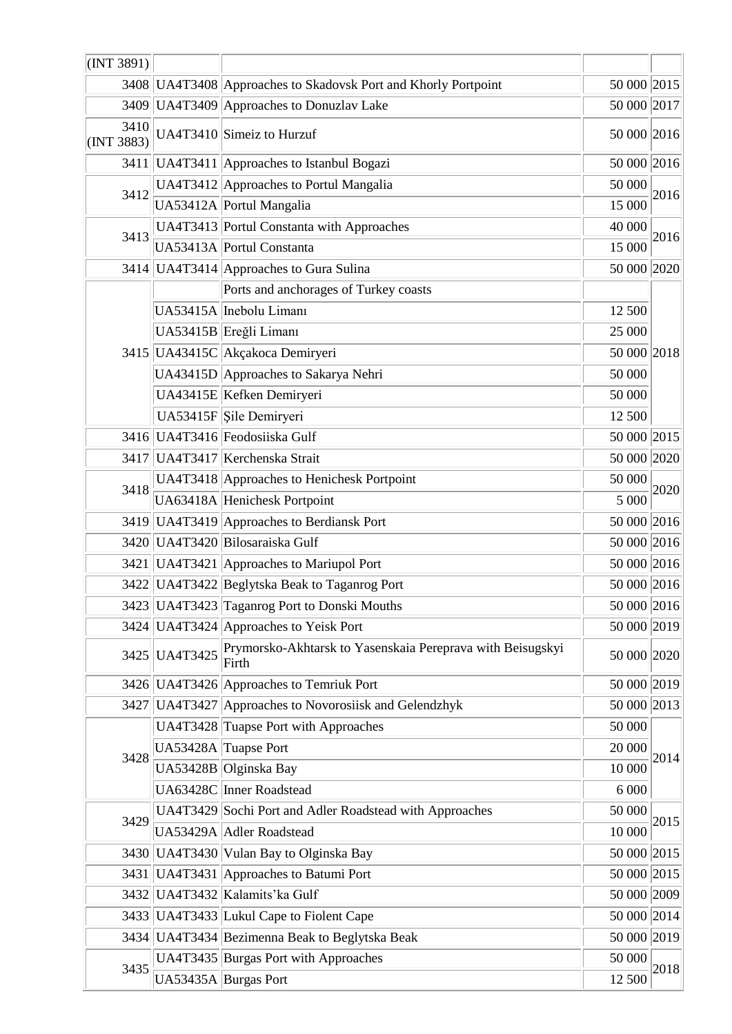| | | | | |
|---|---|---|---|---|
| (INT 3891) | | | | |
| 3408 | UA4T3408 | Approaches to Skadovsk Port and Khorly Portpoint | 50 000 | 2015 |
| 3409 | UA4T3409 | Approaches to Donuzlav Lake | 50 000 | 2017 |
| 3410 (INT 3883) | UA4T3410 | Simeiz to Hurzuf | 50 000 | 2016 |
| 3411 | UA4T3411 | Approaches to Istanbul Bogazi | 50 000 | 2016 |
| 3412 | UA4T3412 | Approaches to Portul Mangalia | 50 000 | 2016 |
| | UA53412A | Portul Mangalia | 15 000 | |
| 3413 | UA4T3413 | Portul Constanta with Approaches | 40 000 | 2016 |
| | UA53413A | Portul Constanta | 15 000 | |
| 3414 | UA4T3414 | Approaches to Gura Sulina | 50 000 | 2020 |
| 3415 | | Ports and anchorages of Turkey coasts | | 2018 |
| | UA53415A | Inebolu Limanı | 12 500 | |
| | UA53415B | Ereğli Limanı | 25 000 | |
| | UA43415C | Akçakoca Demiryeri | 50 000 | |
| | UA43415D | Approaches to Sakarya Nehri | 50 000 | |
| | UA43415E | Kefken Demiryeri | 50 000 | |
| | UA53415F | Şile Demiryeri | 12 500 | |
| 3416 | UA4T3416 | Feodosiiska Gulf | 50 000 | 2015 |
| 3417 | UA4T3417 | Kerchenska Strait | 50 000 | 2020 |
| 3418 | UA4T3418 | Approaches to Henichesk Portpoint | 50 000 | 2020 |
| | UA63418A | Henichesk Portpoint | 5 000 | |
| 3419 | UA4T3419 | Approaches to Berdiansk Port | 50 000 | 2016 |
| 3420 | UA4T3420 | Bilosaraiska Gulf | 50 000 | 2016 |
| 3421 | UA4T3421 | Approaches to Mariupol Port | 50 000 | 2016 |
| 3422 | UA4T3422 | Beglytska Beak to Taganrog Port | 50 000 | 2016 |
| 3423 | UA4T3423 | Taganrog Port to Donski Mouths | 50 000 | 2016 |
| 3424 | UA4T3424 | Approaches to Yeisk Port | 50 000 | 2019 |
| 3425 | UA4T3425 | Prymorsko-Akhtarsk to Yasenskaia Pereprava with Beisugskyi Firth | 50 000 | 2020 |
| 3426 | UA4T3426 | Approaches to Temriuk Port | 50 000 | 2019 |
| 3427 | UA4T3427 | Approaches to Novorosiisk and Gelendzhyk | 50 000 | 2013 |
| 3428 | UA4T3428 | Tuapse Port with Approaches | 50 000 | 2014 |
| | UA53428A | Tuapse Port | 20 000 | |
| | UA53428B | Olginska Bay | 10 000 | |
| | UA63428C | Inner Roadstead | 6 000 | |
| 3429 | UA4T3429 | Sochi Port and Adler Roadstead with Approaches | 50 000 | 2015 |
| | UA53429A | Adler Roadstead | 10 000 | |
| 3430 | UA4T3430 | Vulan Bay to Olginska Bay | 50 000 | 2015 |
| 3431 | UA4T3431 | Approaches to Batumi Port | 50 000 | 2015 |
| 3432 | UA4T3432 | Kalamits'ka Gulf | 50 000 | 2009 |
| 3433 | UA4T3433 | Lukul Cape to Fiolent Cape | 50 000 | 2014 |
| 3434 | UA4T3434 | Bezimenna Beak to Beglytska Beak | 50 000 | 2019 |
| 3435 | UA4T3435 | Burgas Port with Approaches | 50 000 | 2018 |
| | UA53435A | Burgas Port | 12 500 | |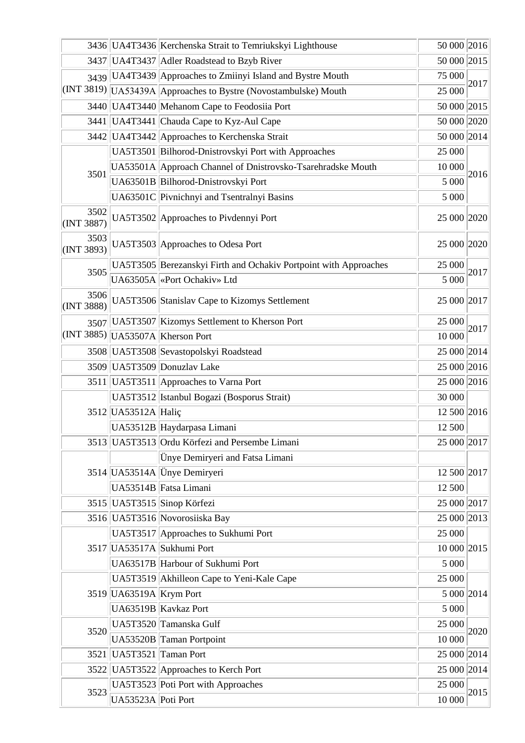| | | | | |
|---|---|---|---|---|
| 3436 | UA4T3436 | Kerchenska Strait to Temriukskyi Lighthouse | 50 000 | 2016 |
| 3437 | UA4T3437 | Adler Roadstead to Bzyb River | 50 000 | 2015 |
| 3439 (INT 3819) | UA4T3439 | Approaches to Zmiinyi Island and Bystre Mouth | 75 000 | 2017 |
| | UA53439A | Approaches to Bystre (Novostambulske) Mouth | 25 000 | |
| 3440 | UA4T3440 | Mehanom Cape to Feodosiia Port | 50 000 | 2015 |
| 3441 | UA4T3441 | Chauda Cape to Kyz-Aul Cape | 50 000 | 2020 |
| 3442 | UA4T3442 | Approaches to Kerchenska Strait | 50 000 | 2014 |
| 3501 | UA5T3501 | Bilhorod-Dnistrovskyi Port with Approaches | 25 000 | 2016 |
| | UA53501A | Approach Channel of Dnistrovsko-Tsarehradske Mouth | 10 000 | |
| | UA63501B | Bilhorod-Dnistrovskyi Port | 5 000 | |
| | UA63501C | Pivnichnyi and Tsentralnyi Basins | 5 000 | |
| 3502 (INT 3887) | UA5T3502 | Approaches to Pivdennyi Port | 25 000 | 2020 |
| 3503 (INT 3893) | UA5T3503 | Approaches to Odesa Port | 25 000 | 2020 |
| 3505 | UA5T3505 | Berezanskyi Firth and Ochakiv Portpoint with Approaches | 25 000 | 2017 |
| | UA63505A | «Port Ochakiv» Ltd | 5 000 | |
| 3506 (INT 3888) | UA5T3506 | Stanislav Cape to Kizomys Settlement | 25 000 | 2017 |
| 3507 (INT 3885) | UA5T3507 | Kizomys Settlement to Kherson Port | 25 000 | 2017 |
| | UA53507A | Kherson Port | 10 000 | |
| 3508 | UA5T3508 | Sevastopolskyi Roadstead | 25 000 | 2014 |
| 3509 | UA5T3509 | Donuzlav Lake | 25 000 | 2016 |
| 3511 | UA5T3511 | Approaches to Varna Port | 25 000 | 2016 |
| 3512 | UA5T3512 | Istanbul Bogazi (Bosporus Strait) | 30 000 | 2016 |
| | UA53512A | Haliç | 12 500 | |
| | UA53512B | Haydarpasa Limani | 12 500 | |
| 3513 | UA5T3513 | Ordu Körfezi and Persembe Limani | 25 000 | 2017 |
| 3514 | | Ünye Demiryeri and Fatsa Limani | | 2017 |
| | UA53514A | Ünye Demiryeri | 12 500 | |
| | UA53514B | Fatsa Limani | 12 500 | |
| 3515 | UA5T3515 | Sinop Körfezi | 25 000 | 2017 |
| 3516 | UA5T3516 | Novorosiiska Bay | 25 000 | 2013 |
| 3517 | UA5T3517 | Approaches to Sukhumi Port | 25 000 | 2015 |
| | UA53517A | Sukhumi Port | 10 000 | |
| | UA63517B | Harbour of Sukhumi Port | 5 000 | |
| 3519 | UA5T3519 | Akhilleon Cape to Yeni-Kale Cape | 25 000 | 2014 |
| | UA63519A | Krym Port | 5 000 | |
| | UA63519B | Kavkaz Port | 5 000 | |
| 3520 | UA5T3520 | Tamanska Gulf | 25 000 | 2020 |
| | UA53520B | Taman Portpoint | 10 000 | |
| 3521 | UA5T3521 | Taman Port | 25 000 | 2014 |
| 3522 | UA5T3522 | Approaches to Kerch Port | 25 000 | 2014 |
| 3523 | UA5T3523 | Poti Port with Approaches | 25 000 | 2015 |
| | UA53523A | Poti Port | 10 000 | |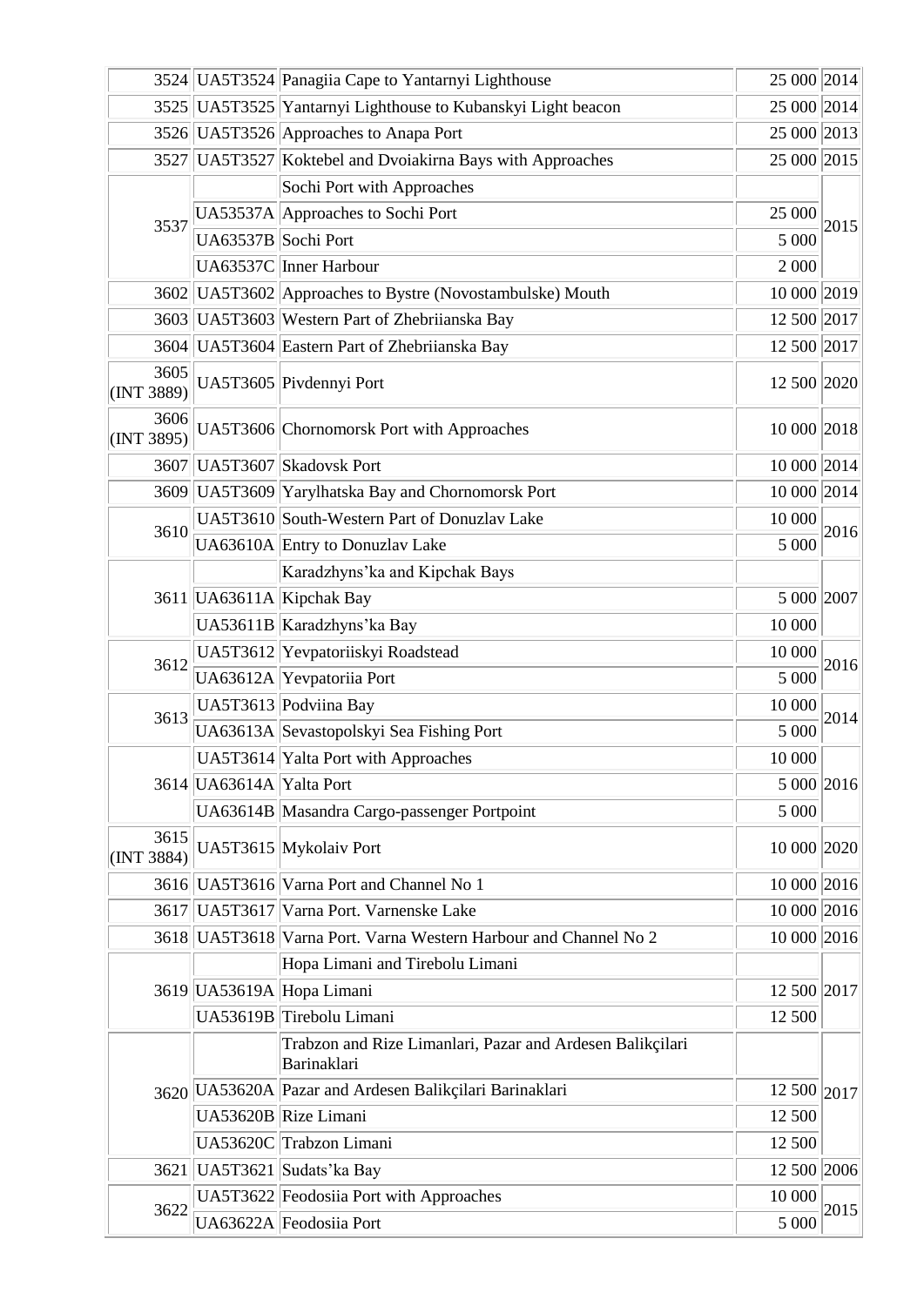| | | | | |
|---|---|---|---|---|
| 3524 | UA5T3524 | Panagiia Cape to Yantarnyi Lighthouse | 25 000 | 2014 |
| 3525 | UA5T3525 | Yantarnyi Lighthouse to Kubanskyi Light beacon | 25 000 | 2014 |
| 3526 | UA5T3526 | Approaches to Anapa Port | 25 000 | 2013 |
| 3527 | UA5T3527 | Koktebel and Dvoiakirna Bays with Approaches | 25 000 | 2015 |
| 3537 | | Sochi Port with Approaches | | 2015 |
| | UA53537A | Approaches to Sochi Port | 25 000 | |
| | UA63537B | Sochi Port | 5 000 | |
| | UA63537C | Inner Harbour | 2 000 | |
| 3602 | UA5T3602 | Approaches to Bystre (Novostambulske) Mouth | 10 000 | 2019 |
| 3603 | UA5T3603 | Western Part of Zhebriianska Bay | 12 500 | 2017 |
| 3604 | UA5T3604 | Eastern Part of Zhebriianska Bay | 12 500 | 2017 |
| 3605 (INT 3889) | UA5T3605 | Pivdennyi Port | 12 500 | 2020 |
| 3606 (INT 3895) | UA5T3606 | Chornomorsk Port with Approaches | 10 000 | 2018 |
| 3607 | UA5T3607 | Skadovsk Port | 10 000 | 2014 |
| 3609 | UA5T3609 | Yarylhatska Bay and Chornomorsk Port | 10 000 | 2014 |
| 3610 | UA5T3610 | South-Western Part of Donuzlav Lake | 10 000 | 2016 |
| | UA63610A | Entry to Donuzlav Lake | 5 000 | |
| 3611 | | Karadzhyns'ka and Kipchak Bays | | 2007 |
| | UA63611A | Kipchak Bay | 5 000 | |
| | UA53611B | Karadzhyns'ka Bay | 10 000 | |
| 3612 | UA5T3612 | Yevpatoriiskyi Roadstead | 10 000 | 2016 |
| | UA63612A | Yevpatoriia Port | 5 000 | |
| 3613 | UA5T3613 | Podviina Bay | 10 000 | 2014 |
| | UA63613A | Sevastopolskyi Sea Fishing Port | 5 000 | |
| 3614 | UA5T3614 | Yalta Port with Approaches | 10 000 | 2016 |
| | UA63614A | Yalta Port | 5 000 | |
| | UA63614B | Masandra Cargo-passenger Portpoint | 5 000 | |
| 3615 (INT 3884) | UA5T3615 | Mykolaiv Port | 10 000 | 2020 |
| 3616 | UA5T3616 | Varna Port and Channel No 1 | 10 000 | 2016 |
| 3617 | UA5T3617 | Varna Port. Varnenske Lake | 10 000 | 2016 |
| 3618 | UA5T3618 | Varna Port. Varna Western Harbour and Channel No 2 | 10 000 | 2016 |
| 3619 | | Hopa Limani and Tirebolu Limani | | 2017 |
| | UA53619A | Hopa Limani | 12 500 | |
| | UA53619B | Tirebolu Limani | 12 500 | |
| 3620 | | Trabzon and Rize Limanlari, Pazar and Ardesen Balikçilari Barinaklari | | 2017 |
| | UA53620A | Pazar and Ardesen Balikçilari Barinaklari | 12 500 | |
| | UA53620B | Rize Limani | 12 500 | |
| | UA53620C | Trabzon Limani | 12 500 | |
| 3621 | UA5T3621 | Sudats'ka Bay | 12 500 | 2006 |
| 3622 | UA5T3622 | Feodosiia Port with Approaches | 10 000 | 2015 |
| | UA63622A | Feodosiia Port | 5 000 | |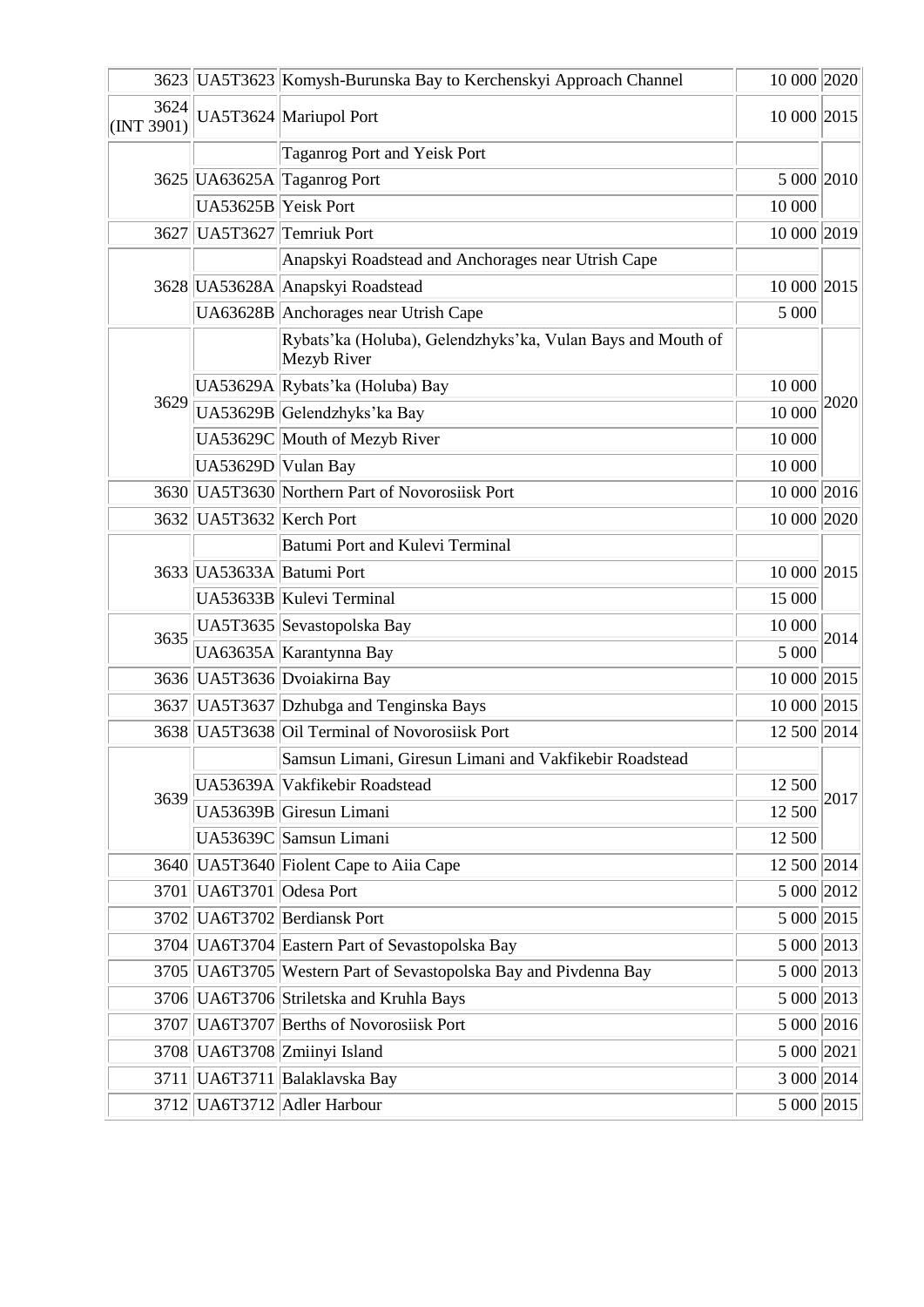| | | | | |
|---|---|---|---|---|
| 3623 | UA5T3623 | Komysh-Burunska Bay to Kerchenskyi Approach Channel | 10 000 | 2020 |
| 3624 (INT 3901) | UA5T3624 | Mariupol Port | 10 000 | 2015 |
| 3625 | | Taganrog Port and Yeisk Port | | 2010 |
| | UA63625A | Taganrog Port | 5 000 | |
| | UA53625B | Yeisk Port | 10 000 | |
| 3627 | UA5T3627 | Temriuk Port | 10 000 | 2019 |
| 3628 | | Anapskyi Roadstead and Anchorages near Utrish Cape | | 2015 |
| | UA53628A | Anapskyi Roadstead | 10 000 | |
| | UA63628B | Anchorages near Utrish Cape | 5 000 | |
| 3629 | | Rybats'ka (Holuba), Gelendzhyks'ka, Vulan Bays and Mouth of Mezyb River | | 2020 |
| | UA53629A | Rybats'ka (Holuba) Bay | 10 000 | |
| | UA53629B | Gelendzhyks'ka Bay | 10 000 | |
| | UA53629C | Mouth of Mezyb River | 10 000 | |
| | UA53629D | Vulan Bay | 10 000 | |
| 3630 | UA5T3630 | Northern Part of Novorosiisk Port | 10 000 | 2016 |
| 3632 | UA5T3632 | Kerch Port | 10 000 | 2020 |
| 3633 | | Batumi Port and Kulevi Terminal | | 2015 |
| | UA53633A | Batumi Port | 10 000 | |
| | UA53633B | Kulevi Terminal | 15 000 | |
| 3635 | UA5T3635 | Sevastopolska Bay | 10 000 | 2014 |
| | UA63635A | Karantynna Bay | 5 000 | |
| 3636 | UA5T3636 | Dvoiakirna Bay | 10 000 | 2015 |
| 3637 | UA5T3637 | Dzhubga and Tenginska Bays | 10 000 | 2015 |
| 3638 | UA5T3638 | Oil Terminal of Novorosiisk Port | 12 500 | 2014 |
| 3639 | | Samsun Limani, Giresun Limani and Vakfikebir Roadstead | | 2017 |
| | UA53639A | Vakfikebir Roadstead | 12 500 | |
| | UA53639B | Giresun Limani | 12 500 | |
| | UA53639C | Samsun Limani | 12 500 | |
| 3640 | UA5T3640 | Fiolent Cape to Aiia Cape | 12 500 | 2014 |
| 3701 | UA6T3701 | Odesa Port | 5 000 | 2012 |
| 3702 | UA6T3702 | Berdiansk Port | 5 000 | 2015 |
| 3704 | UA6T3704 | Eastern Part of Sevastopolska Bay | 5 000 | 2013 |
| 3705 | UA6T3705 | Western Part of Sevastopolska Bay and Pivdenna Bay | 5 000 | 2013 |
| 3706 | UA6T3706 | Striletska and Kruhla Bays | 5 000 | 2013 |
| 3707 | UA6T3707 | Berths of Novorosiisk Port | 5 000 | 2016 |
| 3708 | UA6T3708 | Zmiinyi Island | 5 000 | 2021 |
| 3711 | UA6T3711 | Balaklavska Bay | 3 000 | 2014 |
| 3712 | UA6T3712 | Adler Harbour | 5 000 | 2015 |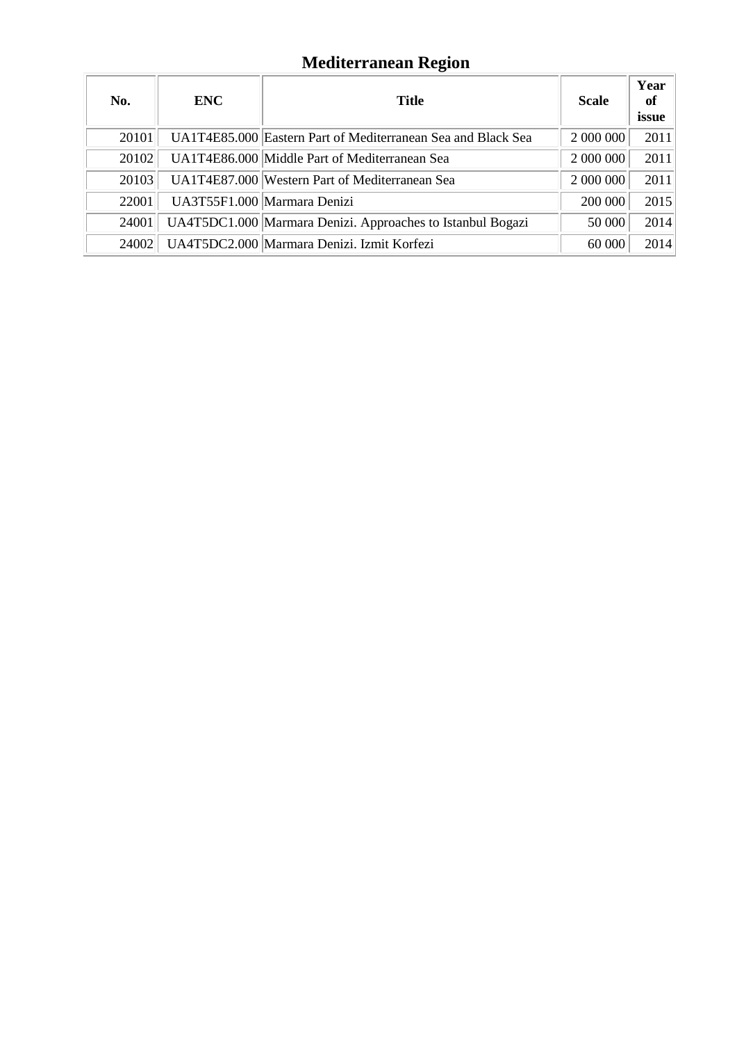## Mediterranean Region

| No. | ENC | Title | Scale | Year of issue |
|---|---|---|---|---|
| 20101 | UA1T4E85.000 | Eastern Part of Mediterranean Sea and Black Sea | 2 000 000 | 2011 |
| 20102 | UA1T4E86.000 | Middle Part of Mediterranean Sea | 2 000 000 | 2011 |
| 20103 | UA1T4E87.000 | Western Part of Mediterranean Sea | 2 000 000 | 2011 |
| 22001 | UA3T55F1.000 | Marmara Denizi | 200 000 | 2015 |
| 24001 | UA4T5DC1.000 | Marmara Denizi. Approaches to Istanbul Bogazi | 50 000 | 2014 |
| 24002 | UA4T5DC2.000 | Marmara Denizi. Izmit Korfezi | 60 000 | 2014 |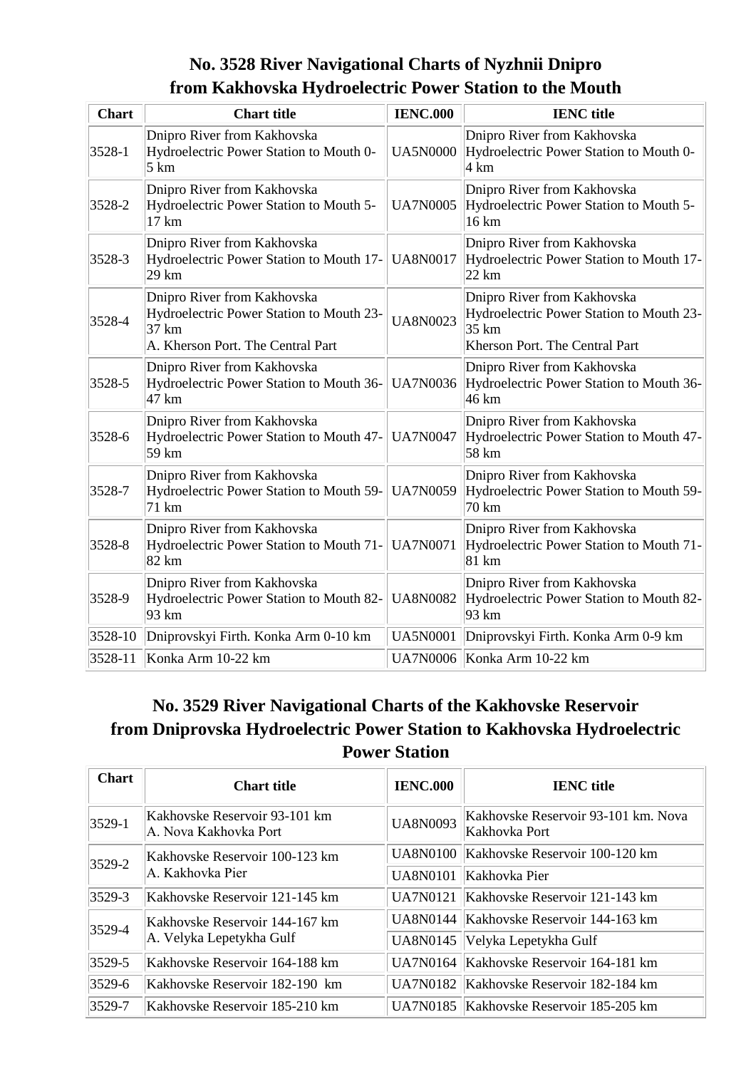## No. 3528 River Navigational Charts of Nyzhnii Dnipro from Kakhovska Hydroelectric Power Station to the Mouth

| Chart | Chart title | IENC.000 | IENC title |
|---|---|---|---|
| 3528-1 | Dnipro River from Kakhovska Hydroelectric Power Station to Mouth 0-5 km | UA5N0000 | Dnipro River from Kakhovska Hydroelectric Power Station to Mouth 0-4 km |
| 3528-2 | Dnipro River from Kakhovska Hydroelectric Power Station to Mouth 5-17 km | UA7N0005 | Dnipro River from Kakhovska Hydroelectric Power Station to Mouth 5-16 km |
| 3528-3 | Dnipro River from Kakhovska Hydroelectric Power Station to Mouth 17-29 km | UA8N0017 | Dnipro River from Kakhovska Hydroelectric Power Station to Mouth 17-22 km |
| 3528-4 | Dnipro River from Kakhovska Hydroelectric Power Station to Mouth 23-37 km<br>A. Kherson Port. The Central Part | UA8N0023 | Dnipro River from Kakhovska Hydroelectric Power Station to Mouth 23-35 km<br>Kherson Port. The Central Part |
| 3528-5 | Dnipro River from Kakhovska Hydroelectric Power Station to Mouth 36-47 km | UA7N0036 | Dnipro River from Kakhovska Hydroelectric Power Station to Mouth 36-46 km |
| 3528-6 | Dnipro River from Kakhovska Hydroelectric Power Station to Mouth 47-59 km | UA7N0047 | Dnipro River from Kakhovska Hydroelectric Power Station to Mouth 47-58 km |
| 3528-7 | Dnipro River from Kakhovska Hydroelectric Power Station to Mouth 59-71 km | UA7N0059 | Dnipro River from Kakhovska Hydroelectric Power Station to Mouth 59-70 km |
| 3528-8 | Dnipro River from Kakhovska Hydroelectric Power Station to Mouth 71-82 km | UA7N0071 | Dnipro River from Kakhovska Hydroelectric Power Station to Mouth 71-81 km |
| 3528-9 | Dnipro River from Kakhovska Hydroelectric Power Station to Mouth 82-93 km | UA8N0082 | Dnipro River from Kakhovska Hydroelectric Power Station to Mouth 82-93 km |
| 3528-10 | Dniprovskyi Firth. Konka Arm 0-10 km | UA5N0001 | Dniprovskyi Firth. Konka Arm 0-9 km |
| 3528-11 | Konka Arm 10-22 km | UA7N0006 | Konka Arm 10-22 km |

## No. 3529 River Navigational Charts of the Kakhovske Reservoir from Dniprovska Hydroelectric Power Station to Kakhovska Hydroelectric Power Station

| Chart | Chart title | IENC.000 | IENC title |
|---|---|---|---|
| 3529-1 | Kakhovske Reservoir 93-101 km<br>A. Nova Kakhovka Port | UA8N0093 | Kakhovske Reservoir 93-101 km. Nova Kakhovka Port |
| 3529-2 | Kakhovske Reservoir 100-123 km<br>A. Kakhovka Pier | UA8N0100 | Kakhovske Reservoir 100-120 km |
| | | UA8N0101 | Kakhovka Pier |
| 3529-3 | Kakhovske Reservoir 121-145 km | UA7N0121 | Kakhovske Reservoir 121-143 km |
| 3529-4 | Kakhovske Reservoir 144-167 km<br>A. Velyka Lepetykha Gulf | UA8N0144 | Kakhovske Reservoir 144-163 km |
| | | UA8N0145 | Velyka Lepetykha Gulf |
| 3529-5 | Kakhovske Reservoir 164-188 km | UA7N0164 | Kakhovske Reservoir 164-181 km |
| 3529-6 | Kakhovske Reservoir 182-190 km | UA7N0182 | Kakhovske Reservoir 182-184 km |
| 3529-7 | Kakhovske Reservoir 185-210 km | UA7N0185 | Kakhovske Reservoir 185-205 km |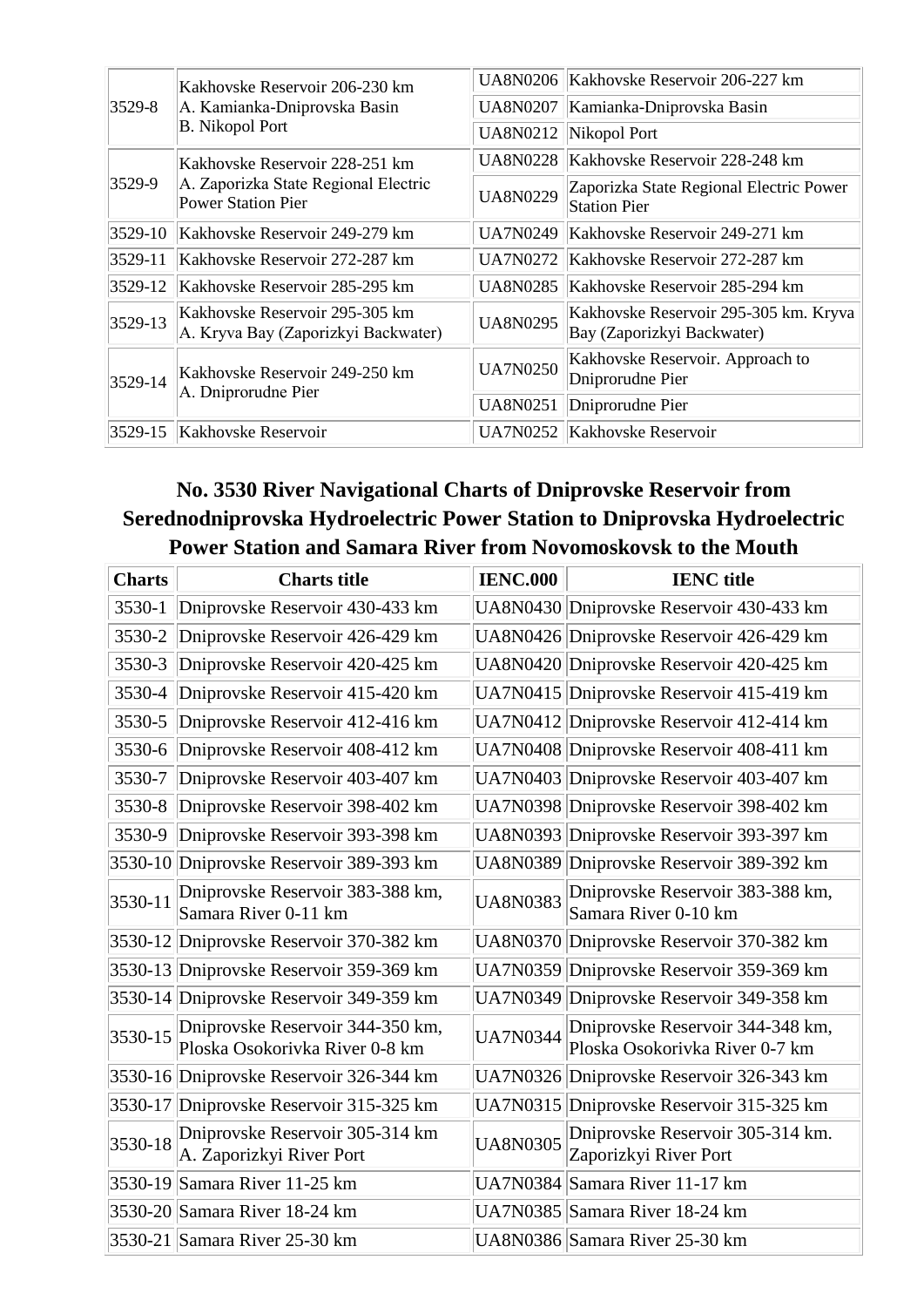| | | | |
|---|---|---|---|
| 3529-8 | Kakhovske Reservoir 206-230 km<br>A. Kamianka-Dniprovska Basin<br>B. Nikopol Port | UA8N0206 | Kakhovske Reservoir 206-227 km |
| | | UA8N0207 | Kamianka-Dniprovska Basin |
| | | UA8N0212 | Nikopol Port |
| 3529-9 | Kakhovske Reservoir 228-251 km<br>A. Zaporizka State Regional Electric Power Station Pier | UA8N0228 | Kakhovske Reservoir 228-248 km |
| | | UA8N0229 | Zaporizka State Regional Electric Power Station Pier |
| 3529-10 | Kakhovske Reservoir 249-279 km | UA7N0249 | Kakhovske Reservoir 249-271 km |
| 3529-11 | Kakhovske Reservoir 272-287 km | UA7N0272 | Kakhovske Reservoir 272-287 km |
| 3529-12 | Kakhovske Reservoir 285-295 km | UA8N0285 | Kakhovske Reservoir 285-294 km |
| 3529-13 | Kakhovske Reservoir 295-305 km<br>A. Kryva Bay (Zaporizkyi Backwater) | UA8N0295 | Kakhovske Reservoir 295-305 km. Kryva Bay (Zaporizkyi Backwater) |
| 3529-14 | Kakhovske Reservoir 249-250 km<br>A. Dniprorudne Pier | UA7N0250 | Kakhovske Reservoir. Approach to Dniprorudne Pier |
| | | UA8N0251 | Dniprorudne Pier |
| 3529-15 | Kakhovske Reservoir | UA7N0252 | Kakhovske Reservoir |

## No. 3530 River Navigational Charts of Dniprovske Reservoir from Serednodniprovska Hydroelectric Power Station to Dniprovska Hydroelectric Power Station and Samara River from Novomoskovsk to the Mouth

| Charts | Charts title | IENC.000 | IENC title |
|---|---|---|---|
| 3530-1 | Dniprovske Reservoir 430-433 km | UA8N0430 | Dniprovske Reservoir 430-433 km |
| 3530-2 | Dniprovske Reservoir 426-429 km | UA8N0426 | Dniprovske Reservoir 426-429 km |
| 3530-3 | Dniprovske Reservoir 420-425 km | UA8N0420 | Dniprovske Reservoir 420-425 km |
| 3530-4 | Dniprovske Reservoir 415-420 km | UA7N0415 | Dniprovske Reservoir 415-419 km |
| 3530-5 | Dniprovske Reservoir 412-416 km | UA7N0412 | Dniprovske Reservoir 412-414 km |
| 3530-6 | Dniprovske Reservoir 408-412 km | UA7N0408 | Dniprovske Reservoir 408-411 km |
| 3530-7 | Dniprovske Reservoir 403-407 km | UA7N0403 | Dniprovske Reservoir 403-407 km |
| 3530-8 | Dniprovske Reservoir 398-402 km | UA7N0398 | Dniprovske Reservoir 398-402 km |
| 3530-9 | Dniprovske Reservoir 393-398 km | UA8N0393 | Dniprovske Reservoir 393-397 km |
| 3530-10 | Dniprovske Reservoir 389-393 km | UA8N0389 | Dniprovske Reservoir 389-392 km |
| 3530-11 | Dniprovske Reservoir 383-388 km, Samara River 0-11 km | UA8N0383 | Dniprovske Reservoir 383-388 km, Samara River 0-10 km |
| 3530-12 | Dniprovske Reservoir 370-382 km | UA8N0370 | Dniprovske Reservoir 370-382 km |
| 3530-13 | Dniprovske Reservoir 359-369 km | UA7N0359 | Dniprovske Reservoir 359-369 km |
| 3530-14 | Dniprovske Reservoir 349-359 km | UA7N0349 | Dniprovske Reservoir 349-358 km |
| 3530-15 | Dniprovske Reservoir 344-350 km, Ploska Osokorivka River 0-8 km | UA7N0344 | Dniprovske Reservoir 344-348 km, Ploska Osokorivka River 0-7 km |
| 3530-16 | Dniprovske Reservoir 326-344 km | UA7N0326 | Dniprovske Reservoir 326-343 km |
| 3530-17 | Dniprovske Reservoir 315-325 km | UA7N0315 | Dniprovske Reservoir 315-325 km |
| 3530-18 | Dniprovske Reservoir 305-314 km<br>A. Zaporizkyi River Port | UA8N0305 | Dniprovske Reservoir 305-314 km. Zaporizkyi River Port |
| 3530-19 | Samara River 11-25 km | UA7N0384 | Samara River 11-17 km |
| 3530-20 | Samara River 18-24 km | UA7N0385 | Samara River 18-24 km |
| 3530-21 | Samara River 25-30 km | UA8N0386 | Samara River 25-30 km |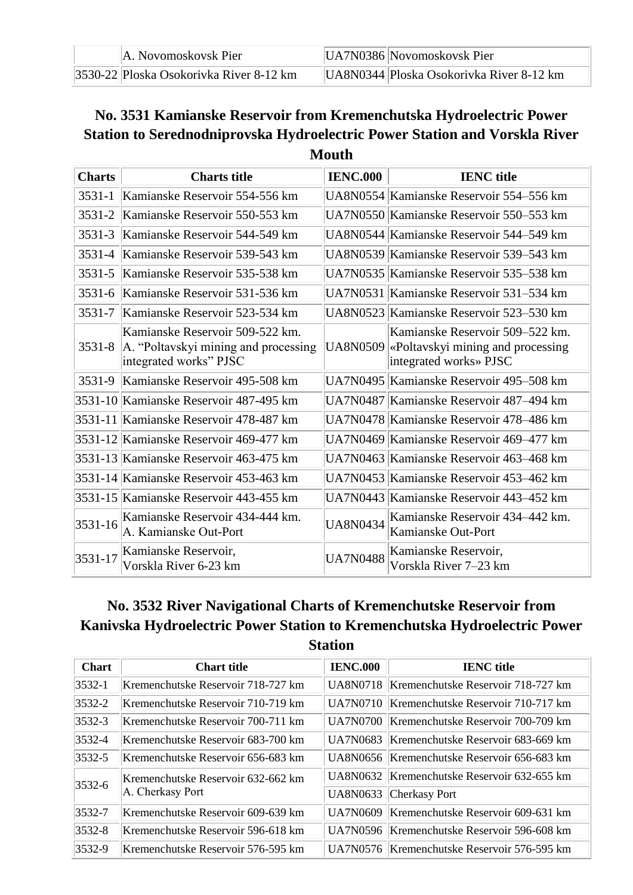| | A. Novomoskovsk Pier | UA7N0386 | Novomoskovsk Pier |
|---|---|---|---|
| 3530-22 | Ploska Osokorivka River 8-12 km | UA8N0344 | Ploska Osokorivka River 8-12 km |

## No. 3531 Kamianske Reservoir from Kremenchutska Hydroelectric Power Station to Serednodniprovska Hydroelectric Power Station and Vorskla River Mouth

| Charts | Charts title | IENC.000 | IENC title |
|---|---|---|---|
| 3531-1 | Kamianske Reservoir 554-556 km | UA8N0554 | Kamianske Reservoir 554–556 km |
| 3531-2 | Kamianske Reservoir 550-553 km | UA7N0550 | Kamianske Reservoir 550–553 km |
| 3531-3 | Kamianske Reservoir 544-549 km | UA8N0544 | Kamianske Reservoir 544–549 km |
| 3531-4 | Kamianske Reservoir 539-543 km | UA8N0539 | Kamianske Reservoir 539–543 km |
| 3531-5 | Kamianske Reservoir 535-538 km | UA7N0535 | Kamianske Reservoir 535–538 km |
| 3531-6 | Kamianske Reservoir 531-536 km | UA7N0531 | Kamianske Reservoir 531–534 km |
| 3531-7 | Kamianske Reservoir 523-534 km | UA8N0523 | Kamianske Reservoir 523–530 km |
| 3531-8 | Kamianske Reservoir 509-522 km. A. "Poltavskyi mining and processing integrated works" PJSC | UA8N0509 | Kamianske Reservoir 509–522 km. «Poltavskyi mining and processing integrated works» PJSC |
| 3531-9 | Kamianske Reservoir 495-508 km | UA7N0495 | Kamianske Reservoir 495–508 km |
| 3531-10 | Kamianske Reservoir 487-495 km | UA7N0487 | Kamianske Reservoir 487–494 km |
| 3531-11 | Kamianske Reservoir 478-487 km | UA7N0478 | Kamianske Reservoir 478–486 km |
| 3531-12 | Kamianske Reservoir 469-477 km | UA7N0469 | Kamianske Reservoir 469–477 km |
| 3531-13 | Kamianske Reservoir 463-475 km | UA7N0463 | Kamianske Reservoir 463–468 km |
| 3531-14 | Kamianske Reservoir 453-463 km | UA7N0453 | Kamianske Reservoir 453–462 km |
| 3531-15 | Kamianske Reservoir 443-455 km | UA7N0443 | Kamianske Reservoir 443–452 km |
| 3531-16 | Kamianske Reservoir 434-444 km. A. Kamianske Out-Port | UA8N0434 | Kamianske Reservoir 434–442 km. Kamianske Out-Port |
| 3531-17 | Kamianske Reservoir, Vorskla River 6-23 km | UA7N0488 | Kamianske Reservoir, Vorskla River 7–23 km |

## No. 3532 River Navigational Charts of Kremenchutske Reservoir from Kanivska Hydroelectric Power Station to Kremenchutska Hydroelectric Power Station

| Chart | Chart title | IENC.000 | IENC title |
|---|---|---|---|
| 3532-1 | Kremenchutske Reservoir 718-727 km | UA8N0718 | Kremenchutske Reservoir 718-727 km |
| 3532-2 | Kremenchutske Reservoir 710-719 km | UA7N0710 | Kremenchutske Reservoir 710-717 km |
| 3532-3 | Kremenchutske Reservoir 700-711 km | UA7N0700 | Kremenchutske Reservoir 700-709 km |
| 3532-4 | Kremenchutske Reservoir 683-700 km | UA7N0683 | Kremenchutske Reservoir 683-669 km |
| 3532-5 | Kremenchutske Reservoir 656-683 km | UA8N0656 | Kremenchutske Reservoir 656-683 km |
| 3532-6 | Kremenchutske Reservoir 632-662 km A. Cherkasy Port | UA8N0632 | Kremenchutske Reservoir 632-655 km |
| | | UA8N0633 | Cherkasy Port |
| 3532-7 | Kremenchutske Reservoir 609-639 km | UA7N0609 | Kremenchutske Reservoir 609-631 km |
| 3532-8 | Kremenchutske Reservoir 596-618 km | UA7N0596 | Kremenchutske Reservoir 596-608 km |
| 3532-9 | Kremenchutske Reservoir 576-595 km | UA7N0576 | Kremenchutske Reservoir 576-595 km |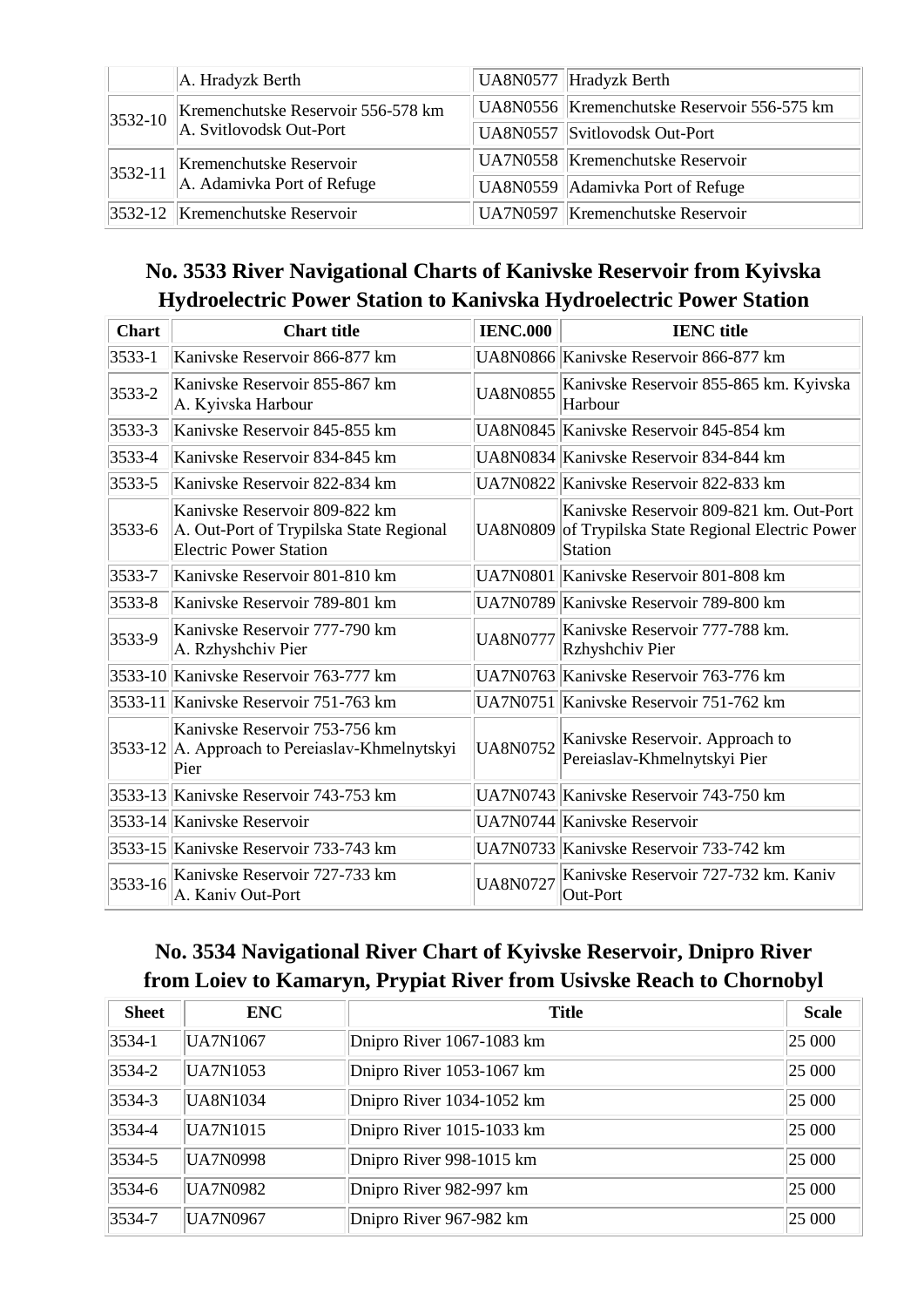| | | | |
|---|---|---|---|
| | A. Hradyzk Berth | UA8N0577 | Hradyzk Berth |
| 3532-10 | Kremenchutske Reservoir 556-578 km<br>A. Svitlovodsk Out-Port | UA8N0556 | Kremenchutske Reservoir 556-575 km |
| | | UA8N0557 | Svitlovodsk Out-Port |
| 3532-11 | Kremenchutske Reservoir<br>A. Adamivka Port of Refuge | UA7N0558 | Kremenchutske Reservoir |
| | | UA8N0559 | Adamivka Port of Refuge |
| 3532-12 | Kremenchutske Reservoir | UA7N0597 | Kremenchutske Reservoir |

## No. 3533 River Navigational Charts of Kanivske Reservoir from Kyivska Hydroelectric Power Station to Kanivska Hydroelectric Power Station

| Chart | Chart title | IENC.000 | IENC title |
|---|---|---|---|
| 3533-1 | Kanivske Reservoir 866-877 km | UA8N0866 | Kanivske Reservoir 866-877 km |
| 3533-2 | Kanivske Reservoir 855-867 km<br>A. Kyivska Harbour | UA8N0855 | Kanivske Reservoir 855-865 km. Kyivska Harbour |
| 3533-3 | Kanivske Reservoir 845-855 km | UA8N0845 | Kanivske Reservoir 845-854 km |
| 3533-4 | Kanivske Reservoir 834-845 km | UA8N0834 | Kanivske Reservoir 834-844 km |
| 3533-5 | Kanivske Reservoir 822-834 km | UA7N0822 | Kanivske Reservoir 822-833 km |
| 3533-6 | Kanivske Reservoir 809-822 km<br>A. Out-Port of Trypilska State Regional Electric Power Station | UA8N0809 | Kanivske Reservoir 809-821 km. Out-Port of Trypilska State Regional Electric Power Station |
| 3533-7 | Kanivske Reservoir 801-810 km | UA7N0801 | Kanivske Reservoir 801-808 km |
| 3533-8 | Kanivske Reservoir 789-801 km | UA7N0789 | Kanivske Reservoir 789-800 km |
| 3533-9 | Kanivske Reservoir 777-790 km<br>A. Rzhyshchiv Pier | UA8N0777 | Kanivske Reservoir 777-788 km. Rzhyshchiv Pier |
| 3533-10 | Kanivske Reservoir 763-777 km | UA7N0763 | Kanivske Reservoir 763-776 km |
| 3533-11 | Kanivske Reservoir 751-763 km | UA7N0751 | Kanivske Reservoir 751-762 km |
| 3533-12 | Kanivske Reservoir 753-756 km<br>A. Approach to Pereiaslav-Khmelnytskyi Pier | UA8N0752 | Kanivske Reservoir. Approach to Pereiaslav-Khmelnytskyi Pier |
| 3533-13 | Kanivske Reservoir 743-753 km | UA7N0743 | Kanivske Reservoir 743-750 km |
| 3533-14 | Kanivske Reservoir | UA7N0744 | Kanivske Reservoir |
| 3533-15 | Kanivske Reservoir 733-743 km | UA7N0733 | Kanivske Reservoir 733-742 km |
| 3533-16 | Kanivske Reservoir 727-733 km<br>A. Kaniv Out-Port | UA8N0727 | Kanivske Reservoir 727-732 km. Kaniv Out-Port |

## No. 3534 Navigational River Chart of Kyivske Reservoir, Dnipro River from Loiev to Kamaryn, Prypiat River from Usivske Reach to Chornobyl

| Sheet | ENC | Title | Scale |
|---|---|---|---|
| 3534-1 | UA7N1067 | Dnipro River 1067-1083 km | 25 000 |
| 3534-2 | UA7N1053 | Dnipro River 1053-1067 km | 25 000 |
| 3534-3 | UA8N1034 | Dnipro River 1034-1052 km | 25 000 |
| 3534-4 | UA7N1015 | Dnipro River 1015-1033 km | 25 000 |
| 3534-5 | UA7N0998 | Dnipro River 998-1015 km | 25 000 |
| 3534-6 | UA7N0982 | Dnipro River 982-997 km | 25 000 |
| 3534-7 | UA7N0967 | Dnipro River 967-982 km | 25 000 |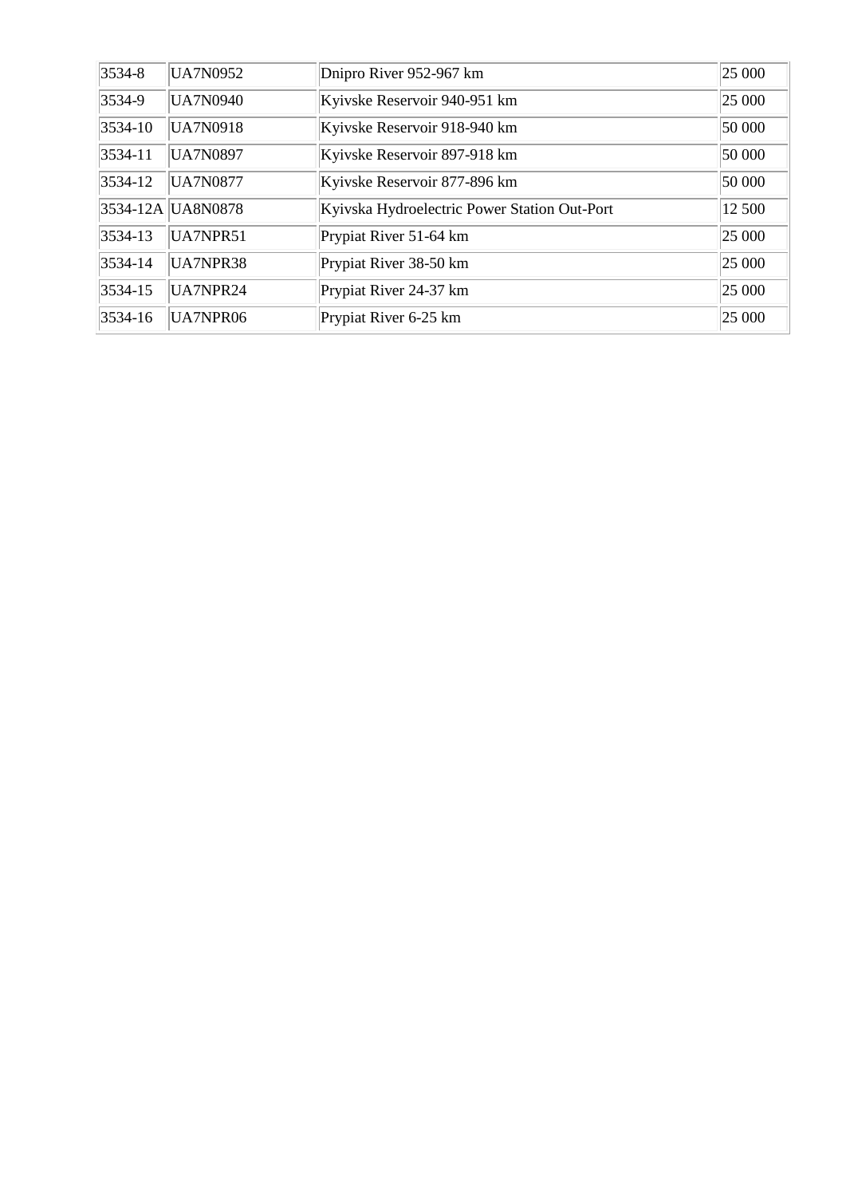| | | | |
|---|---|---|---|
| 3534-8 | UA7N0952 | Dnipro River 952-967 km | 25 000 |
| 3534-9 | UA7N0940 | Kyivske Reservoir 940-951 km | 25 000 |
| 3534-10 | UA7N0918 | Kyivske Reservoir 918-940 km | 50 000 |
| 3534-11 | UA7N0897 | Kyivske Reservoir 897-918 km | 50 000 |
| 3534-12 | UA7N0877 | Kyivske Reservoir 877-896 km | 50 000 |
| 3534-12A | UA8N0878 | Kyivska Hydroelectric Power Station Out-Port | 12 500 |
| 3534-13 | UA7NPR51 | Prypiat River 51-64 km | 25 000 |
| 3534-14 | UA7NPR38 | Prypiat River 38-50 km | 25 000 |
| 3534-15 | UA7NPR24 | Prypiat River 24-37 km | 25 000 |
| 3534-16 | UA7NPR06 | Prypiat River 6-25 km | 25 000 |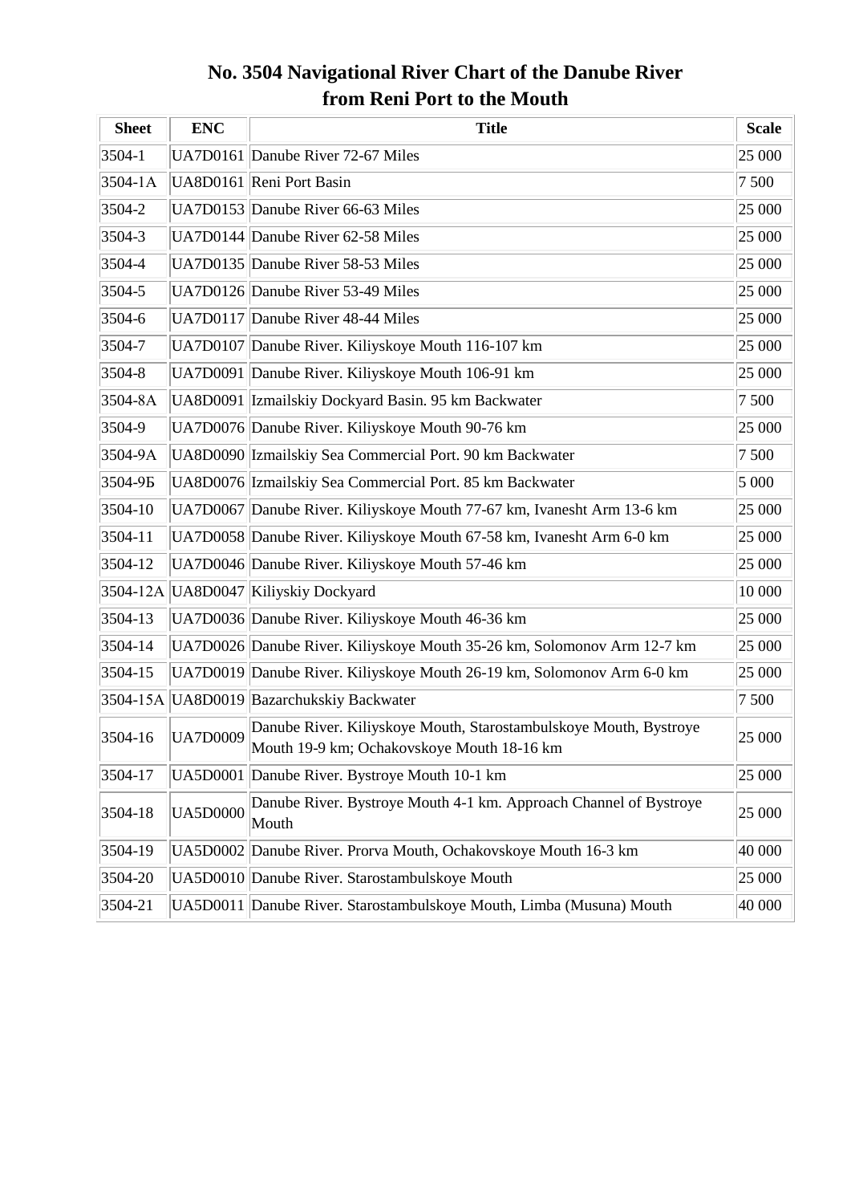# No. 3504 Navigational River Chart of the Danube River from Reni Port to the Mouth

| Sheet | ENC | Title | Scale |
|---|---|---|---|
| 3504-1 | UA7D0161 | Danube River 72-67 Miles | 25 000 |
| 3504-1A | UA8D0161 | Reni Port Basin | 7 500 |
| 3504-2 | UA7D0153 | Danube River 66-63 Miles | 25 000 |
| 3504-3 | UA7D0144 | Danube River 62-58 Miles | 25 000 |
| 3504-4 | UA7D0135 | Danube River 58-53 Miles | 25 000 |
| 3504-5 | UA7D0126 | Danube River 53-49 Miles | 25 000 |
| 3504-6 | UA7D0117 | Danube River 48-44 Miles | 25 000 |
| 3504-7 | UA7D0107 | Danube River. Kiliyskoye Mouth 116-107 km | 25 000 |
| 3504-8 | UA7D0091 | Danube River. Kiliyskoye Mouth 106-91 km | 25 000 |
| 3504-8A | UA8D0091 | Izmailskiy Dockyard Basin. 95 km Backwater | 7 500 |
| 3504-9 | UA7D0076 | Danube River. Kiliyskoye Mouth 90-76 km | 25 000 |
| 3504-9A | UA8D0090 | Izmailskiy Sea Commercial Port. 90 km Backwater | 7 500 |
| 3504-9Б | UA8D0076 | Izmailskiy Sea Commercial Port. 85 km Backwater | 5 000 |
| 3504-10 | UA7D0067 | Danube River. Kiliyskoye Mouth 77-67 km, Ivanesht Arm 13-6 km | 25 000 |
| 3504-11 | UA7D0058 | Danube River. Kiliyskoye Mouth 67-58 km, Ivanesht Arm 6-0 km | 25 000 |
| 3504-12 | UA7D0046 | Danube River. Kiliyskoye Mouth 57-46 km | 25 000 |
| 3504-12A | UA8D0047 | Kiliyskiy Dockyard | 10 000 |
| 3504-13 | UA7D0036 | Danube River. Kiliyskoye Mouth 46-36 km | 25 000 |
| 3504-14 | UA7D0026 | Danube River. Kiliyskoye Mouth 35-26 km, Solomonov Arm 12-7 km | 25 000 |
| 3504-15 | UA7D0019 | Danube River. Kiliyskoye Mouth 26-19 km, Solomonov Arm 6-0 km | 25 000 |
| 3504-15A | UA8D0019 | Bazarchukskiy Backwater | 7 500 |
| 3504-16 | UA7D0009 | Danube River. Kiliyskoye Mouth, Starostambulskoye Mouth, Bystroye Mouth 19-9 km; Ochakovskoye Mouth 18-16 km | 25 000 |
| 3504-17 | UA5D0001 | Danube River. Bystroye Mouth 10-1 km | 25 000 |
| 3504-18 | UA5D0000 | Danube River. Bystroye Mouth 4-1 km. Approach Channel of Bystroye Mouth | 25 000 |
| 3504-19 | UA5D0002 | Danube River. Prorva Mouth, Ochakovskoye Mouth 16-3 km | 40 000 |
| 3504-20 | UA5D0010 | Danube River. Starostambulskoye Mouth | 25 000 |
| 3504-21 | UA5D0011 | Danube River. Starostambulskoye Mouth, Limba (Musuna) Mouth | 40 000 |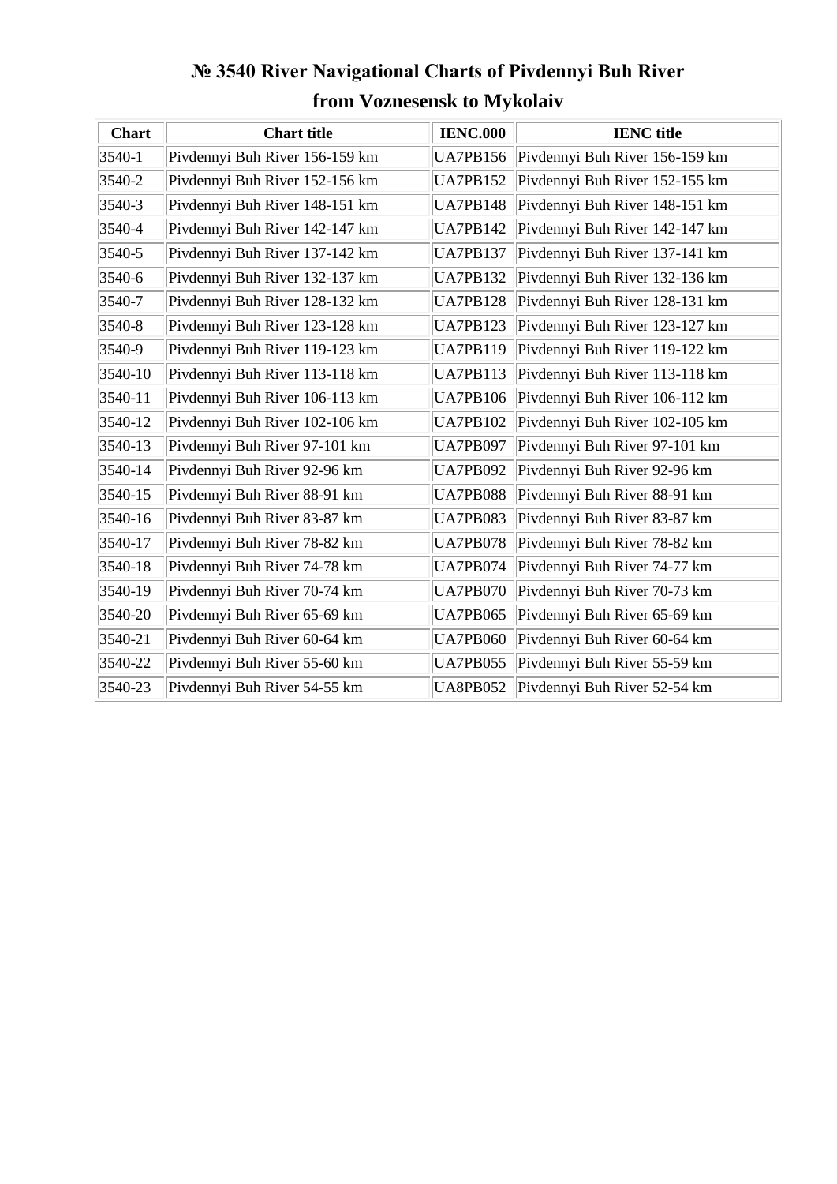# № 3540 River Navigational Charts of Pivdennyi Buh River from Voznesensk to Mykolaiv

| Chart | Chart title | IENC.000 | IENC title |
|---|---|---|---|
| 3540-1 | Pivdennyi Buh River 156-159 km | UA7PB156 | Pivdennyi Buh River 156-159 km |
| 3540-2 | Pivdennyi Buh River 152-156 km | UA7PB152 | Pivdennyi Buh River 152-155 km |
| 3540-3 | Pivdennyi Buh River 148-151 km | UA7PB148 | Pivdennyi Buh River 148-151 km |
| 3540-4 | Pivdennyi Buh River 142-147 km | UA7PB142 | Pivdennyi Buh River 142-147 km |
| 3540-5 | Pivdennyi Buh River 137-142 km | UA7PB137 | Pivdennyi Buh River 137-141 km |
| 3540-6 | Pivdennyi Buh River 132-137 km | UA7PB132 | Pivdennyi Buh River 132-136 km |
| 3540-7 | Pivdennyi Buh River 128-132 km | UA7PB128 | Pivdennyi Buh River 128-131 km |
| 3540-8 | Pivdennyi Buh River 123-128 km | UA7PB123 | Pivdennyi Buh River 123-127 km |
| 3540-9 | Pivdennyi Buh River 119-123 km | UA7PB119 | Pivdennyi Buh River 119-122 km |
| 3540-10 | Pivdennyi Buh River 113-118 km | UA7PB113 | Pivdennyi Buh River 113-118 km |
| 3540-11 | Pivdennyi Buh River 106-113 km | UA7PB106 | Pivdennyi Buh River 106-112 km |
| 3540-12 | Pivdennyi Buh River 102-106 km | UA7PB102 | Pivdennyi Buh River 102-105 km |
| 3540-13 | Pivdennyi Buh River 97-101 km | UA7PB097 | Pivdennyi Buh River 97-101 km |
| 3540-14 | Pivdennyi Buh River 92-96 km | UA7PB092 | Pivdennyi Buh River 92-96 km |
| 3540-15 | Pivdennyi Buh River 88-91 km | UA7PB088 | Pivdennyi Buh River 88-91 km |
| 3540-16 | Pivdennyi Buh River 83-87 km | UA7PB083 | Pivdennyi Buh River 83-87 km |
| 3540-17 | Pivdennyi Buh River 78-82 km | UA7PB078 | Pivdennyi Buh River 78-82 km |
| 3540-18 | Pivdennyi Buh River 74-78 km | UA7PB074 | Pivdennyi Buh River 74-77 km |
| 3540-19 | Pivdennyi Buh River 70-74 km | UA7PB070 | Pivdennyi Buh River 70-73 km |
| 3540-20 | Pivdennyi Buh River 65-69 km | UA7PB065 | Pivdennyi Buh River 65-69 km |
| 3540-21 | Pivdennyi Buh River 60-64 km | UA7PB060 | Pivdennyi Buh River 60-64 km |
| 3540-22 | Pivdennyi Buh River 55-60 km | UA7PB055 | Pivdennyi Buh River 55-59 km |
| 3540-23 | Pivdennyi Buh River 54-55 km | UA8PB052 | Pivdennyi Buh River 52-54 km |